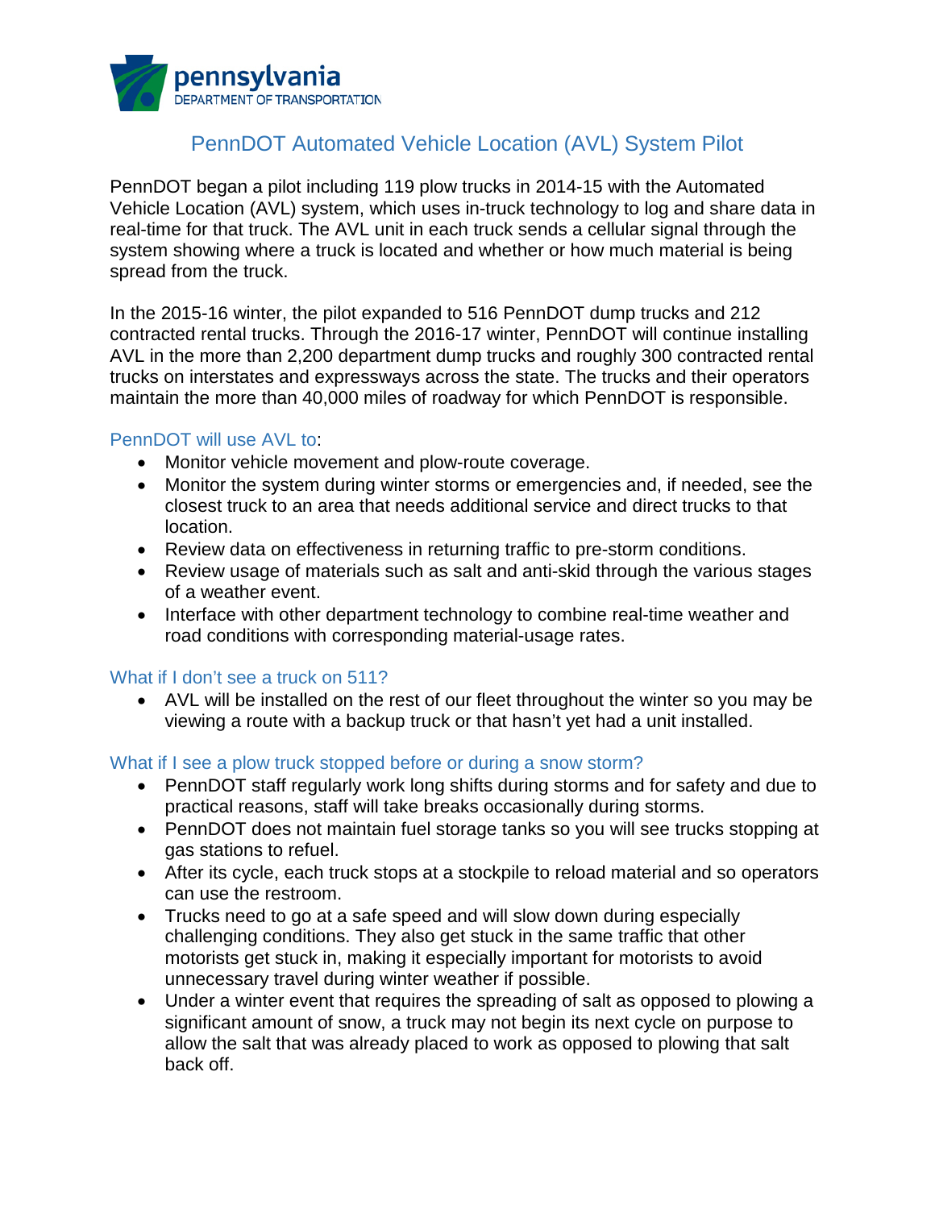pennsylvania
DEPARTMENT OF TRANSPORTATION

# PennDOT Automated Vehicle Location (AVL) System Pilot

PennDOT began a pilot including 119 plow trucks in 2014-15 with the Automated Vehicle Location (AVL) system, which uses in-truck technology to log and share data in real-time for that truck. The AVL unit in each truck sends a cellular signal through the system showing where a truck is located and whether or how much material is being spread from the truck.

In the 2015-16 winter, the pilot expanded to 516 PennDOT dump trucks and 212 contracted rental trucks. Through the 2016-17 winter, PennDOT will continue installing AVL in the more than 2,200 department dump trucks and roughly 300 contracted rental trucks on interstates and expressways across the state. The trucks and their operators maintain the more than 40,000 miles of roadway for which PennDOT is responsible.

## PennDOT will use AVL to:

- Monitor vehicle movement and plow-route coverage.
- Monitor the system during winter storms or emergencies and, if needed, see the closest truck to an area that needs additional service and direct trucks to that location.
- Review data on effectiveness in returning traffic to pre-storm conditions.
- Review usage of materials such as salt and anti-skid through the various stages of a weather event.
- Interface with other department technology to combine real-time weather and road conditions with corresponding material-usage rates.

## What if I don't see a truck on 511?

- AVL will be installed on the rest of our fleet throughout the winter so you may be viewing a route with a backup truck or that hasn't yet had a unit installed.

## What if I see a plow truck stopped before or during a snow storm?

- PennDOT staff regularly work long shifts during storms and for safety and due to practical reasons, staff will take breaks occasionally during storms.
- PennDOT does not maintain fuel storage tanks so you will see trucks stopping at gas stations to refuel.
- After its cycle, each truck stops at a stockpile to reload material and so operators can use the restroom.
- Trucks need to go at a safe speed and will slow down during especially challenging conditions. They also get stuck in the same traffic that other motorists get stuck in, making it especially important for motorists to avoid unnecessary travel during winter weather if possible.
- Under a winter event that requires the spreading of salt as opposed to plowing a significant amount of snow, a truck may not begin its next cycle on purpose to allow the salt that was already placed to work as opposed to plowing that salt back off.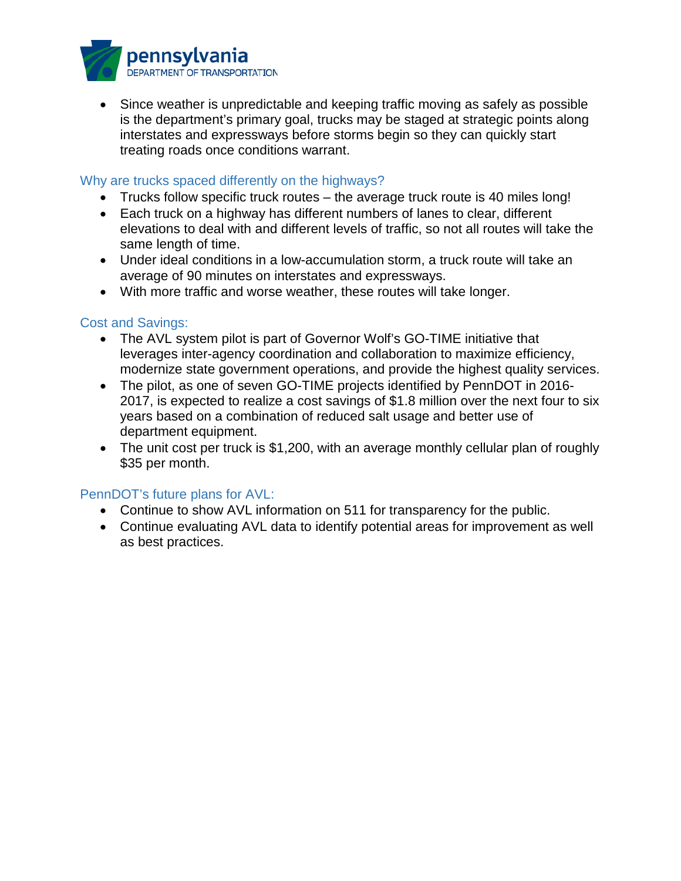- Since weather is unpredictable and keeping traffic moving as safely as possible is the department's primary goal, trucks may be staged at strategic points along interstates and expressways before storms begin so they can quickly start treating roads once conditions warrant.

## Why are trucks spaced differently on the highways?

- Trucks follow specific truck routes – the average truck route is 40 miles long!
- Each truck on a highway has different numbers of lanes to clear, different elevations to deal with and different levels of traffic, so not all routes will take the same length of time.
- Under ideal conditions in a low-accumulation storm, a truck route will take an average of 90 minutes on interstates and expressways.
- With more traffic and worse weather, these routes will take longer.

## Cost and Savings:

- The AVL system pilot is part of Governor Wolf's GO-TIME initiative that leverages inter-agency coordination and collaboration to maximize efficiency, modernize state government operations, and provide the highest quality services.
- The pilot, as one of seven GO-TIME projects identified by PennDOT in 2016-2017, is expected to realize a cost savings of $1.8 million over the next four to six years based on a combination of reduced salt usage and better use of department equipment.
- The unit cost per truck is $1,200, with an average monthly cellular plan of roughly $35 per month.

## PennDOT's future plans for AVL:

- Continue to show AVL information on 511 for transparency for the public.
- Continue evaluating AVL data to identify potential areas for improvement as well as best practices.